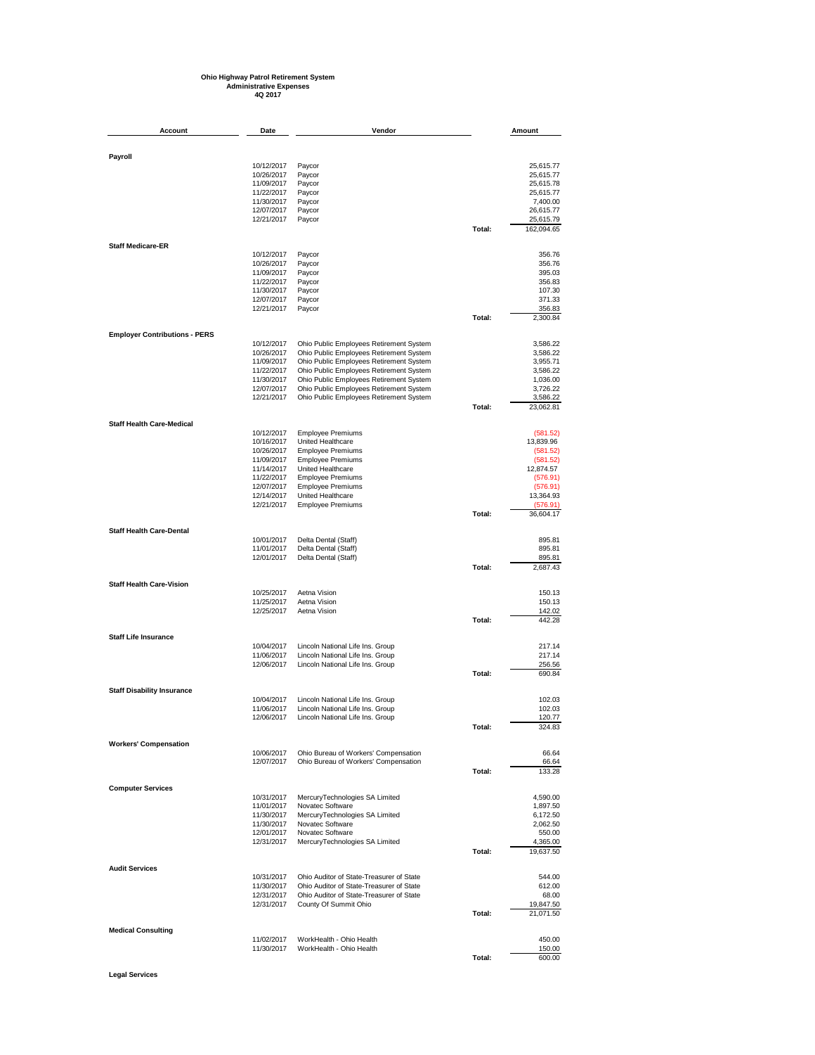**Ohio Highway Patrol Retirement System**
**Administrative Expenses**
**4Q 2017**

| Account | Date | Vendor | | Amount |
|---|---|---|---|---|
| **Payroll** | | | | |
| | 10/12/2017 | Paycor | | 25,615.77 |
| | 10/26/2017 | Paycor | | 25,615.77 |
| | 11/09/2017 | Paycor | | 25,615.78 |
| | 11/22/2017 | Paycor | | 25,615.77 |
| | 11/30/2017 | Paycor | | 7,400.00 |
| | 12/07/2017 | Paycor | | 26,615.77 |
| | 12/21/2017 | Paycor | | 25,615.79 |
| | | | Total: | 162,094.65 |
| **Staff Medicare-ER** | | | | |
| | 10/12/2017 | Paycor | | 356.76 |
| | 10/26/2017 | Paycor | | 356.76 |
| | 11/09/2017 | Paycor | | 395.03 |
| | 11/22/2017 | Paycor | | 356.83 |
| | 11/30/2017 | Paycor | | 107.30 |
| | 12/07/2017 | Paycor | | 371.33 |
| | 12/21/2017 | Paycor | | 356.83 |
| | | | Total: | 2,300.84 |
| **Employer Contributions - PERS** | | | | |
| | 10/12/2017 | Ohio Public Employees Retirement System | | 3,586.22 |
| | 10/26/2017 | Ohio Public Employees Retirement System | | 3,586.22 |
| | 11/09/2017 | Ohio Public Employees Retirement System | | 3,955.71 |
| | 11/22/2017 | Ohio Public Employees Retirement System | | 3,586.22 |
| | 11/30/2017 | Ohio Public Employees Retirement System | | 1,036.00 |
| | 12/07/2017 | Ohio Public Employees Retirement System | | 3,726.22 |
| | 12/21/2017 | Ohio Public Employees Retirement System | | 3,586.22 |
| | | | Total: | 23,062.81 |
| **Staff Health Care-Medical** | | | | |
| | 10/12/2017 | Employee Premiums | | (581.52) |
| | 10/16/2017 | United Healthcare | | 13,839.96 |
| | 10/26/2017 | Employee Premiums | | (581.52) |
| | 11/09/2017 | Employee Premiums | | (581.52) |
| | 11/14/2017 | United Healthcare | | 12,874.57 |
| | 11/22/2017 | Employee Premiums | | (576.91) |
| | 12/07/2017 | Employee Premiums | | (576.91) |
| | 12/14/2017 | United Healthcare | | 13,364.93 |
| | 12/21/2017 | Employee Premiums | | (576.91) |
| | | | Total: | 36,604.17 |
| **Staff Health Care-Dental** | | | | |
| | 10/01/2017 | Delta Dental (Staff) | | 895.81 |
| | 11/01/2017 | Delta Dental (Staff) | | 895.81 |
| | 12/01/2017 | Delta Dental (Staff) | | 895.81 |
| | | | Total: | 2,687.43 |
| **Staff Health Care-Vision** | | | | |
| | 10/25/2017 | Aetna Vision | | 150.13 |
| | 11/25/2017 | Aetna Vision | | 150.13 |
| | 12/25/2017 | Aetna Vision | | 142.02 |
| | | | Total: | 442.28 |
| **Staff Life Insurance** | | | | |
| | 10/04/2017 | Lincoln National Life Ins. Group | | 217.14 |
| | 11/06/2017 | Lincoln National Life Ins. Group | | 217.14 |
| | 12/06/2017 | Lincoln National Life Ins. Group | | 256.56 |
| | | | Total: | 690.84 |
| **Staff Disability Insurance** | | | | |
| | 10/04/2017 | Lincoln National Life Ins. Group | | 102.03 |
| | 11/06/2017 | Lincoln National Life Ins. Group | | 102.03 |
| | 12/06/2017 | Lincoln National Life Ins. Group | | 120.77 |
| | | | Total: | 324.83 |
| **Workers' Compensation** | | | | |
| | 10/06/2017 | Ohio Bureau of Workers' Compensation | | 66.64 |
| | 12/07/2017 | Ohio Bureau of Workers' Compensation | | 66.64 |
| | | | Total: | 133.28 |
| **Computer Services** | | | | |
| | 10/31/2017 | MercuryTechnologies SA Limited | | 4,590.00 |
| | 11/01/2017 | Novatec Software | | 1,897.50 |
| | 11/30/2017 | MercuryTechnologies SA Limited | | 6,172.50 |
| | 11/30/2017 | Novatec Software | | 2,062.50 |
| | 12/01/2017 | Novatec Software | | 550.00 |
| | 12/31/2017 | MercuryTechnologies SA Limited | | 4,365.00 |
| | | | Total: | 19,637.50 |
| **Audit Services** | | | | |
| | 10/31/2017 | Ohio Auditor of State-Treasurer of State | | 544.00 |
| | 11/30/2017 | Ohio Auditor of State-Treasurer of State | | 612.00 |
| | 12/31/2017 | Ohio Auditor of State-Treasurer of State | | 68.00 |
| | 12/31/2017 | County Of Summit Ohio | | 19,847.50 |
| | | | Total: | 21,071.50 |
| **Medical Consulting** | | | | |
| | 11/02/2017 | WorkHealth - Ohio Health | | 450.00 |
| | 11/30/2017 | WorkHealth - Ohio Health | | 150.00 |
| | | | Total: | 600.00 |
| **Legal Services** | | | | |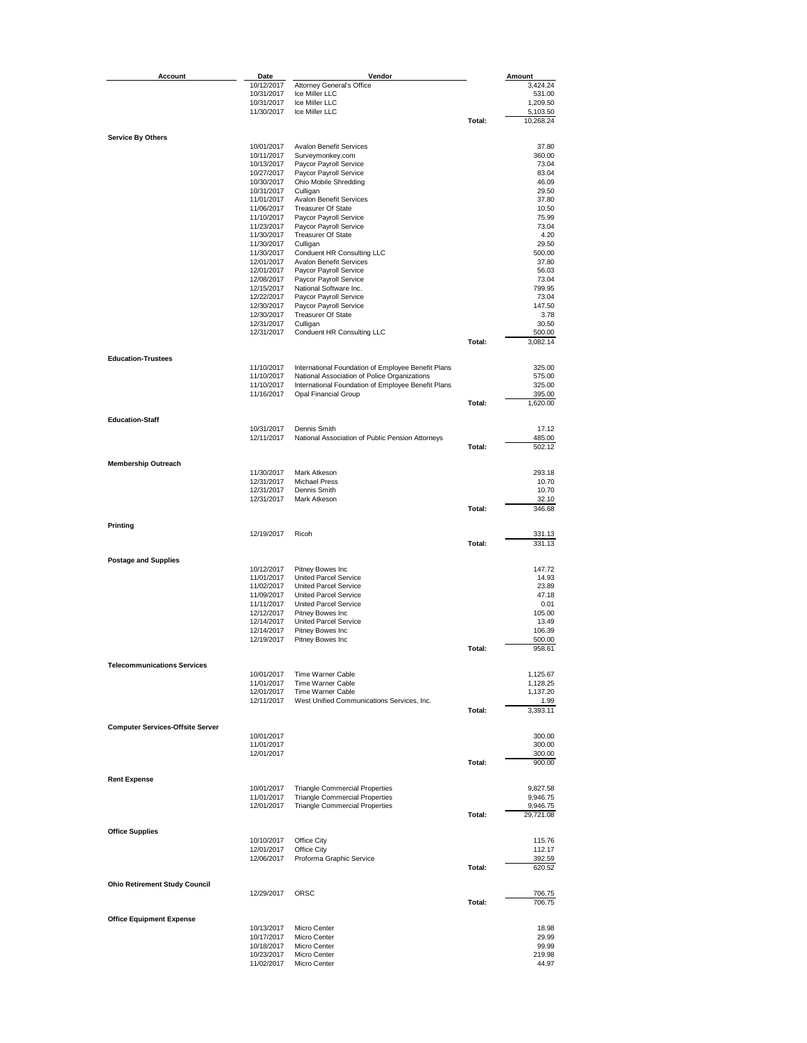| Account | Date | Vendor | | Amount |
|---|---|---|---|---|
| | 10/12/2017 | Attorney General's Office | | 3,424.24 |
| | 10/31/2017 | Ice Miller LLC | | 531.00 |
| | 10/31/2017 | Ice Miller LLC | | 1,209.50 |
| | 11/30/2017 | Ice Miller LLC | | 5,103.50 |
| | | | Total: | 10,268.24 |
| **Service By Others** | | | | |
| | 10/01/2017 | Avalon Benefit Services | | 37.80 |
| | 10/11/2017 | Surveymonkey.com | | 360.00 |
| | 10/13/2017 | Paycor Payroll Service | | 73.04 |
| | 10/27/2017 | Paycor Payroll Service | | 83.04 |
| | 10/30/2017 | Ohio Mobile Shredding | | 46.09 |
| | 10/31/2017 | Culligan | | 29.50 |
| | 11/01/2017 | Avalon Benefit Services | | 37.80 |
| | 11/06/2017 | Treasurer Of State | | 10.50 |
| | 11/10/2017 | Paycor Payroll Service | | 75.99 |
| | 11/23/2017 | Paycor Payroll Service | | 73.04 |
| | 11/30/2017 | Treasurer Of State | | 4.20 |
| | 11/30/2017 | Culligan | | 29.50 |
| | 11/30/2017 | Conduent HR Consulting LLC | | 500.00 |
| | 12/01/2017 | Avalon Benefit Services | | 37.80 |
| | 12/01/2017 | Paycor Payroll Service | | 56.03 |
| | 12/08/2017 | Paycor Payroll Service | | 73.04 |
| | 12/15/2017 | National Software Inc. | | 799.95 |
| | 12/22/2017 | Paycor Payroll Service | | 73.04 |
| | 12/30/2017 | Paycor Payroll Service | | 147.50 |
| | 12/30/2017 | Treasurer Of State | | 3.78 |
| | 12/31/2017 | Culligan | | 30.50 |
| | 12/31/2017 | Conduent HR Consulting LLC | | 500.00 |
| | | | Total: | 3,082.14 |
| **Education-Trustees** | | | | |
| | 11/10/2017 | International Foundation of Employee Benefit Plans | | 325.00 |
| | 11/10/2017 | National Association of Police Organizations | | 575.00 |
| | 11/10/2017 | International Foundation of Employee Benefit Plans | | 325.00 |
| | 11/16/2017 | Opal Financial Group | | 395.00 |
| | | | Total: | 1,620.00 |
| **Education-Staff** | | | | |
| | 10/31/2017 | Dennis Smith | | 17.12 |
| | 12/11/2017 | National Association of Public Pension Attorneys | | 485.00 |
| | | | Total: | 502.12 |
| **Membership Outreach** | | | | |
| | 11/30/2017 | Mark Atkeson | | 293.18 |
| | 12/31/2017 | Michael Press | | 10.70 |
| | 12/31/2017 | Dennis Smith | | 10.70 |
| | 12/31/2017 | Mark Atkeson | | 32.10 |
| | | | Total: | 346.68 |
| **Printing** | | | | |
| | 12/19/2017 | Ricoh | | 331.13 |
| | | | Total: | 331.13 |
| **Postage and Supplies** | | | | |
| | 10/12/2017 | Pitney Bowes Inc | | 147.72 |
| | 11/01/2017 | United Parcel Service | | 14.93 |
| | 11/02/2017 | United Parcel Service | | 23.89 |
| | 11/09/2017 | United Parcel Service | | 47.18 |
| | 11/11/2017 | United Parcel Service | | 0.01 |
| | 12/12/2017 | Pitney Bowes Inc | | 105.00 |
| | 12/14/2017 | United Parcel Service | | 13.49 |
| | 12/14/2017 | Pitney Bowes Inc | | 106.39 |
| | 12/19/2017 | Pitney Bowes Inc | | 500.00 |
| | | | Total: | 958.61 |
| **Telecommunications Services** | | | | |
| | 10/01/2017 | Time Warner Cable | | 1,125.67 |
| | 11/01/2017 | Time Warner Cable | | 1,128.25 |
| | 12/01/2017 | Time Warner Cable | | 1,137.20 |
| | 12/11/2017 | West Unified Communications Services, Inc. | | 1.99 |
| | | | Total: | 3,393.11 |
| **Computer Services-Offsite Server** | | | | |
| | 10/01/2017 | | | 300.00 |
| | 11/01/2017 | | | 300.00 |
| | 12/01/2017 | | | 300.00 |
| | | | Total: | 900.00 |
| **Rent Expense** | | | | |
| | 10/01/2017 | Triangle Commercial Properties | | 9,827.58 |
| | 11/01/2017 | Triangle Commercial Properties | | 9,946.75 |
| | 12/01/2017 | Triangle Commercial Properties | | 9,946.75 |
| | | | Total: | 29,721.08 |
| **Office Supplies** | | | | |
| | 10/10/2017 | Office City | | 115.76 |
| | 12/01/2017 | Office City | | 112.17 |
| | 12/06/2017 | Proforma Graphic Service | | 392.59 |
| | | | Total: | 620.52 |
| **Ohio Retirement Study Council** | | | | |
| | 12/29/2017 | ORSC | | 706.75 |
| | | | Total: | 706.75 |
| **Office Equipment Expense** | | | | |
| | 10/13/2017 | Micro Center | | 18.98 |
| | 10/17/2017 | Micro Center | | 29.99 |
| | 10/18/2017 | Micro Center | | 99.99 |
| | 10/23/2017 | Micro Center | | 219.98 |
| | 11/02/2017 | Micro Center | | 44.97 |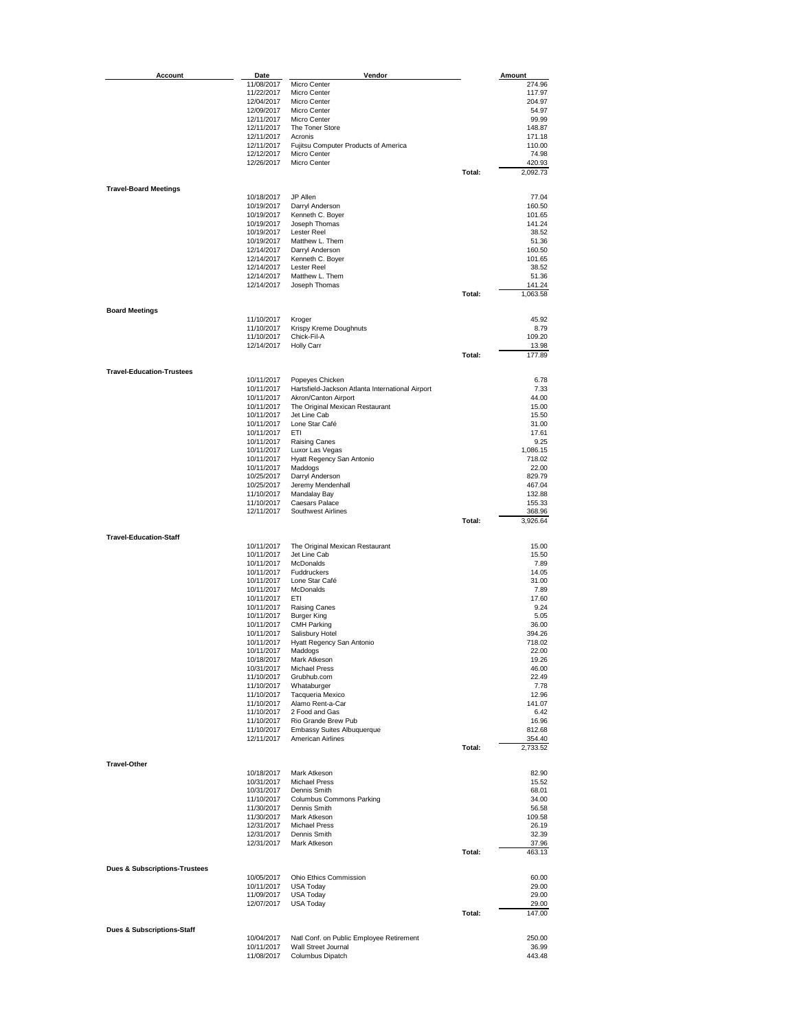| Account | Date | Vendor | | Amount |
|---|---|---|---|---|
| | 11/08/2017 | Micro Center | | 274.96 |
| | 11/22/2017 | Micro Center | | 117.97 |
| | 12/04/2017 | Micro Center | | 204.97 |
| | 12/09/2017 | Micro Center | | 54.97 |
| | 12/11/2017 | Micro Center | | 99.99 |
| | 12/11/2017 | The Toner Store | | 148.87 |
| | 12/11/2017 | Acronis | | 171.18 |
| | 12/11/2017 | Fujitsu Computer Products of America | | 110.00 |
| | 12/12/2017 | Micro Center | | 74.98 |
| | 12/26/2017 | Micro Center | | 420.93 |
| | | | Total: | 2,092.73 |
| **Travel-Board Meetings** | | | | |
| | 10/18/2017 | JP Allen | | 77.04 |
| | 10/19/2017 | Darryl Anderson | | 160.50 |
| | 10/19/2017 | Kenneth C. Boyer | | 101.65 |
| | 10/19/2017 | Joseph Thomas | | 141.24 |
| | 10/19/2017 | Lester Reel | | 38.52 |
| | 10/19/2017 | Matthew L. Them | | 51.36 |
| | 12/14/2017 | Darryl Anderson | | 160.50 |
| | 12/14/2017 | Kenneth C. Boyer | | 101.65 |
| | 12/14/2017 | Lester Reel | | 38.52 |
| | 12/14/2017 | Matthew L. Them | | 51.36 |
| | 12/14/2017 | Joseph Thomas | | 141.24 |
| | | | Total: | 1,063.58 |
| **Board Meetings** | | | | |
| | 11/10/2017 | Kroger | | 45.92 |
| | 11/10/2017 | Krispy Kreme Doughnuts | | 8.79 |
| | 11/10/2017 | Chick-Fil-A | | 109.20 |
| | 12/14/2017 | Holly Carr | | 13.98 |
| | | | Total: | 177.89 |
| **Travel-Education-Trustees** | | | | |
| | 10/11/2017 | Popeyes Chicken | | 6.78 |
| | 10/11/2017 | Hartsfield-Jackson Atlanta International Airport | | 7.33 |
| | 10/11/2017 | Akron/Canton Airport | | 44.00 |
| | 10/11/2017 | The Original Mexican Restaurant | | 15.00 |
| | 10/11/2017 | Jet Line Cab | | 15.50 |
| | 10/11/2017 | Lone Star Café | | 31.00 |
| | 10/11/2017 | ETI | | 17.61 |
| | 10/11/2017 | Raising Canes | | 9.25 |
| | 10/11/2017 | Luxor Las Vegas | | 1,086.15 |
| | 10/11/2017 | Hyatt Regency San Antonio | | 718.02 |
| | 10/11/2017 | Maddogs | | 22.00 |
| | 10/25/2017 | Darryl Anderson | | 829.79 |
| | 10/25/2017 | Jeremy Mendenhall | | 467.04 |
| | 11/10/2017 | Mandalay Bay | | 132.88 |
| | 11/10/2017 | Caesars Palace | | 155.33 |
| | 12/11/2017 | Southwest Airlines | | 368.96 |
| | | | Total: | 3,926.64 |
| **Travel-Education-Staff** | | | | |
| | 10/11/2017 | The Original Mexican Restaurant | | 15.00 |
| | 10/11/2017 | Jet Line Cab | | 15.50 |
| | 10/11/2017 | McDonalds | | 7.89 |
| | 10/11/2017 | Fuddruckers | | 14.05 |
| | 10/11/2017 | Lone Star Café | | 31.00 |
| | 10/11/2017 | McDonalds | | 7.89 |
| | 10/11/2017 | ETI | | 17.60 |
| | 10/11/2017 | Raising Canes | | 9.24 |
| | 10/11/2017 | Burger King | | 5.05 |
| | 10/11/2017 | CMH Parking | | 36.00 |
| | 10/11/2017 | Salisbury Hotel | | 394.26 |
| | 10/11/2017 | Hyatt Regency San Antonio | | 718.02 |
| | 10/11/2017 | Maddogs | | 22.00 |
| | 10/18/2017 | Mark Atkeson | | 19.26 |
| | 10/31/2017 | Michael Press | | 46.00 |
| | 11/10/2017 | Grubhub.com | | 22.49 |
| | 11/10/2017 | Whataburger | | 7.78 |
| | 11/10/2017 | Tacqueria Mexico | | 12.96 |
| | 11/10/2017 | Alamo Rent-a-Car | | 141.07 |
| | 11/10/2017 | 2 Food and Gas | | 6.42 |
| | 11/10/2017 | Rio Grande Brew Pub | | 16.96 |
| | 11/10/2017 | Embassy Suites Albuquerque | | 812.68 |
| | 12/11/2017 | American Airlines | | 354.40 |
| | | | Total: | 2,733.52 |
| **Travel-Other** | | | | |
| | 10/18/2017 | Mark Atkeson | | 82.90 |
| | 10/31/2017 | Michael Press | | 15.52 |
| | 10/31/2017 | Dennis Smith | | 68.01 |
| | 11/10/2017 | Columbus Commons Parking | | 34.00 |
| | 11/30/2017 | Dennis Smith | | 56.58 |
| | 11/30/2017 | Mark Atkeson | | 109.58 |
| | 12/31/2017 | Michael Press | | 26.19 |
| | 12/31/2017 | Dennis Smith | | 32.39 |
| | 12/31/2017 | Mark Atkeson | | 37.96 |
| | | | Total: | 463.13 |
| **Dues & Subscriptions-Trustees** | | | | |
| | 10/05/2017 | Ohio Ethics Commission | | 60.00 |
| | 10/11/2017 | USA Today | | 29.00 |
| | 11/09/2017 | USA Today | | 29.00 |
| | 12/07/2017 | USA Today | | 29.00 |
| | | | Total: | 147.00 |
| **Dues & Subscriptions-Staff** | | | | |
| | 10/04/2017 | Natl Conf. on Public Employee Retirement | | 250.00 |
| | 10/11/2017 | Wall Street Journal | | 36.99 |
| | 11/08/2017 | Columbus Dipatch | | 443.48 |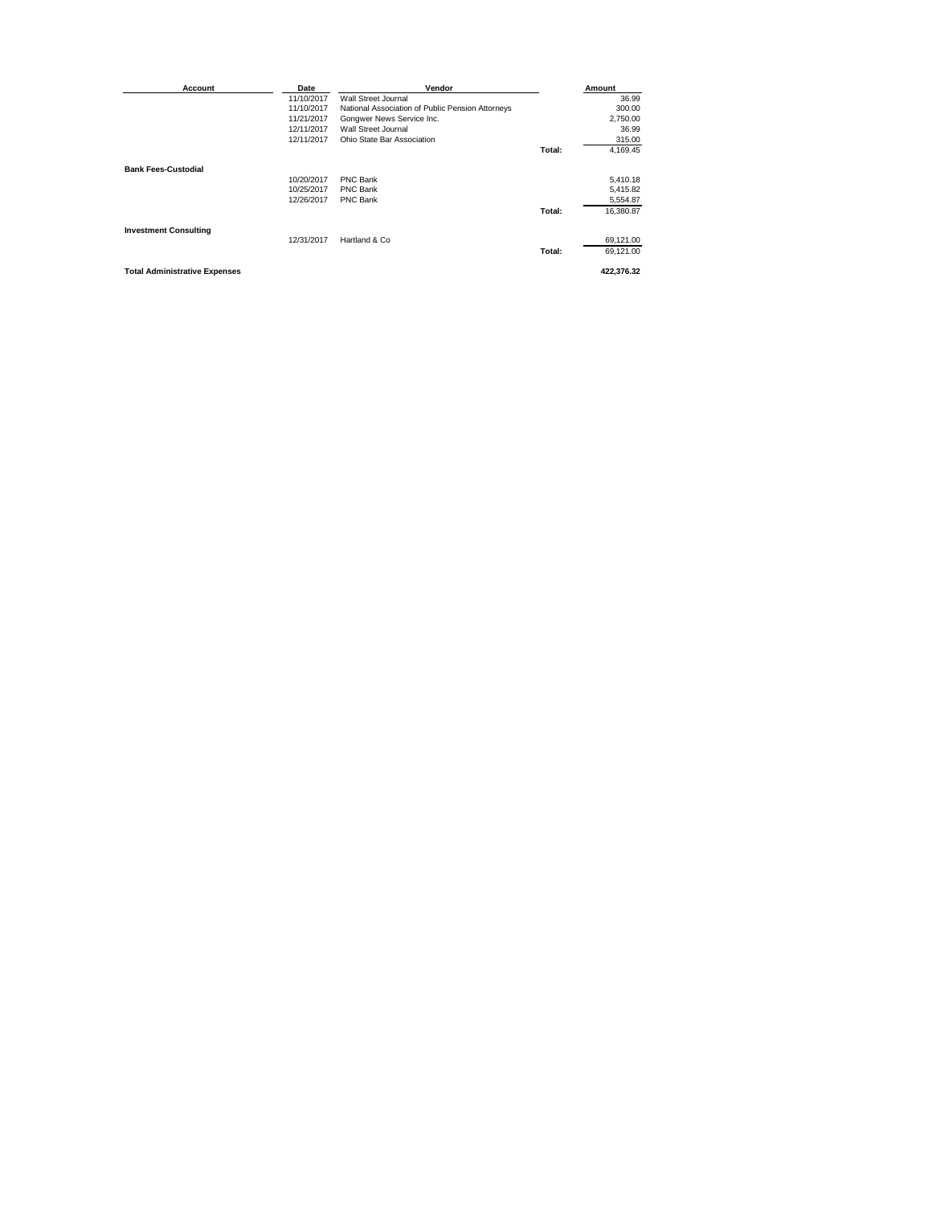| Account | Date | Vendor | | Amount |
|---|---|---|---|---|
| | 11/10/2017 | Wall Street Journal | | 36.99 |
| | 11/10/2017 | National Association of Public Pension Attorneys | | 300.00 |
| | 11/21/2017 | Gongwer News Service Inc. | | 2,750.00 |
| | 12/11/2017 | Wall Street Journal | | 36.99 |
| | 12/11/2017 | Ohio State Bar Association | | 315.00 |
| | | | Total: | 4,169.45 |
| **Bank Fees-Custodial** | | | | |
| | 10/20/2017 | PNC Bank | | 5,410.18 |
| | 10/25/2017 | PNC Bank | | 5,415.82 |
| | 12/26/2017 | PNC Bank | | 5,554.87 |
| | | | Total: | 16,380.87 |
| **Investment Consulting** | | | | |
| | 12/31/2017 | Hartland & Co | | 69,121.00 |
| | | | Total: | 69,121.00 |
| **Total Administrative Expenses** | | | | **422,376.32** |